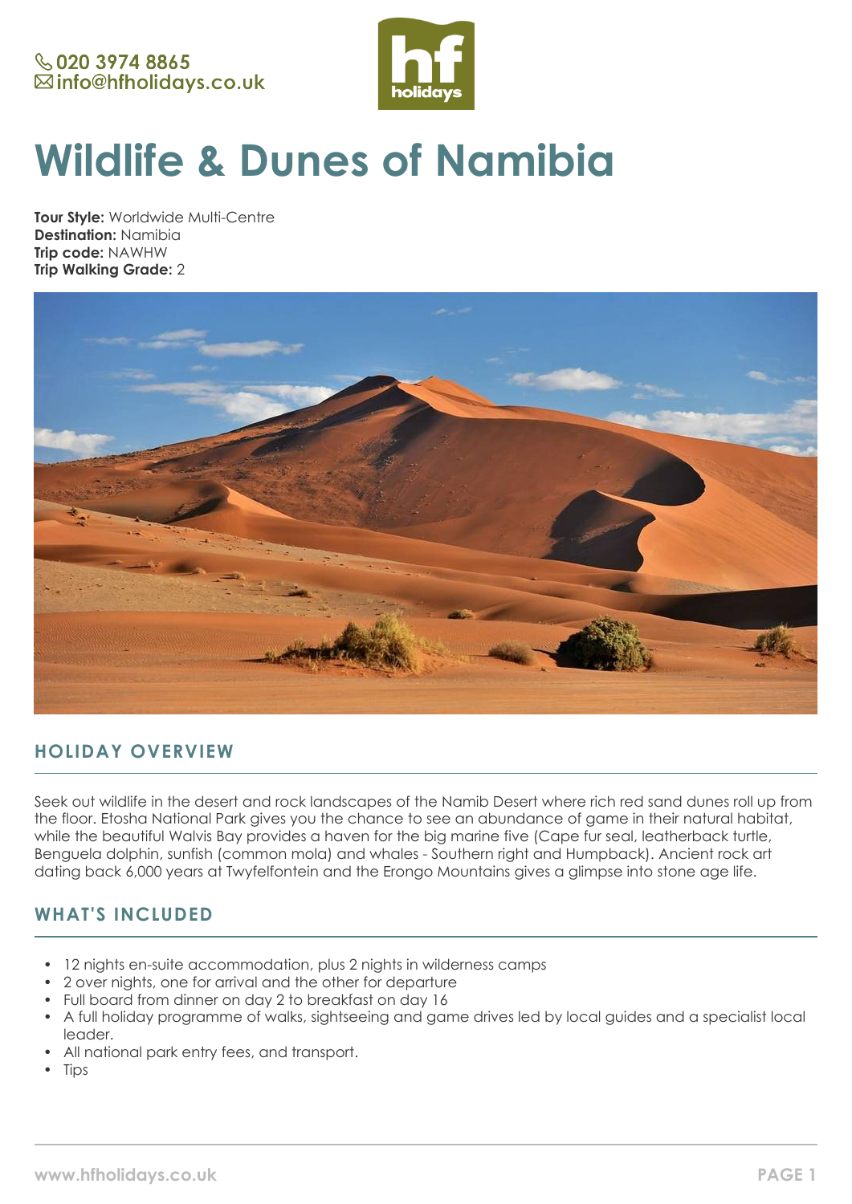020 3974 8865
info@hfholidays.co.uk

# Wildlife & Dunes of Namibia

**Tour Style:** Worldwide Multi-Centre
**Destination:** Namibia
**Trip code:** NAWHW
**Trip Walking Grade:** 2

## HOLIDAY OVERVIEW

Seek out wildlife in the desert and rock landscapes of the Namib Desert where rich red sand dunes roll up from the floor. Etosha National Park gives you the chance to see an abundance of game in their natural habitat, while the beautiful Walvis Bay provides a haven for the big marine five (Cape fur seal, leatherback turtle, Benguela dolphin, sunfish (common mola) and whales - Southern right and Humpback). Ancient rock art dating back 6,000 years at Twyfelfontein and the Erongo Mountains gives a glimpse into stone age life.

## WHAT'S INCLUDED

- 12 nights en-suite accommodation, plus 2 nights in wilderness camps
- 2 over nights, one for arrival and the other for departure
- Full board from dinner on day 2 to breakfast on day 16
- A full holiday programme of walks, sightseeing and game drives led by local guides and a specialist local leader.
- All national park entry fees, and transport.
- Tips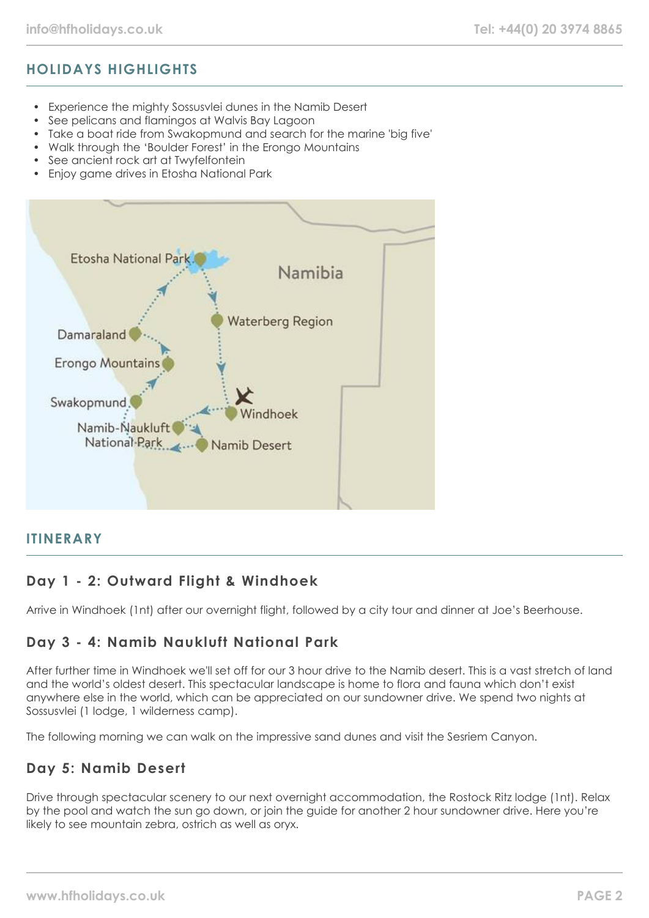## HOLIDAYS HIGHLIGHTS

- Experience the mighty Sossusvlei dunes in the Namib Desert
- See pelicans and flamingos at Walvis Bay Lagoon
- Take a boat ride from Swakopmund and search for the marine 'big five'
- Walk through the 'Boulder Forest' in the Erongo Mountains
- See ancient rock art at Twyfelfontein
- Enjoy game drives in Etosha National Park

## ITINERARY

### Day 1 - 2: Outward Flight & Windhoek

Arrive in Windhoek (1nt) after our overnight flight, followed by a city tour and dinner at Joe's Beerhouse.

### Day 3 - 4: Namib Naukluft National Park

After further time in Windhoek we'll set off for our 3 hour drive to the Namib desert. This is a vast stretch of land and the world's oldest desert. This spectacular landscape is home to flora and fauna which don't exist anywhere else in the world, which can be appreciated on our sundowner drive. We spend two nights at Sossusvlei (1 lodge, 1 wilderness camp).

The following morning we can walk on the impressive sand dunes and visit the Sesriem Canyon.

### Day 5: Namib Desert

Drive through spectacular scenery to our next overnight accommodation, the Rostock Ritz lodge (1nt). Relax by the pool and watch the sun go down, or join the guide for another 2 hour sundowner drive. Here you're likely to see mountain zebra, ostrich as well as oryx.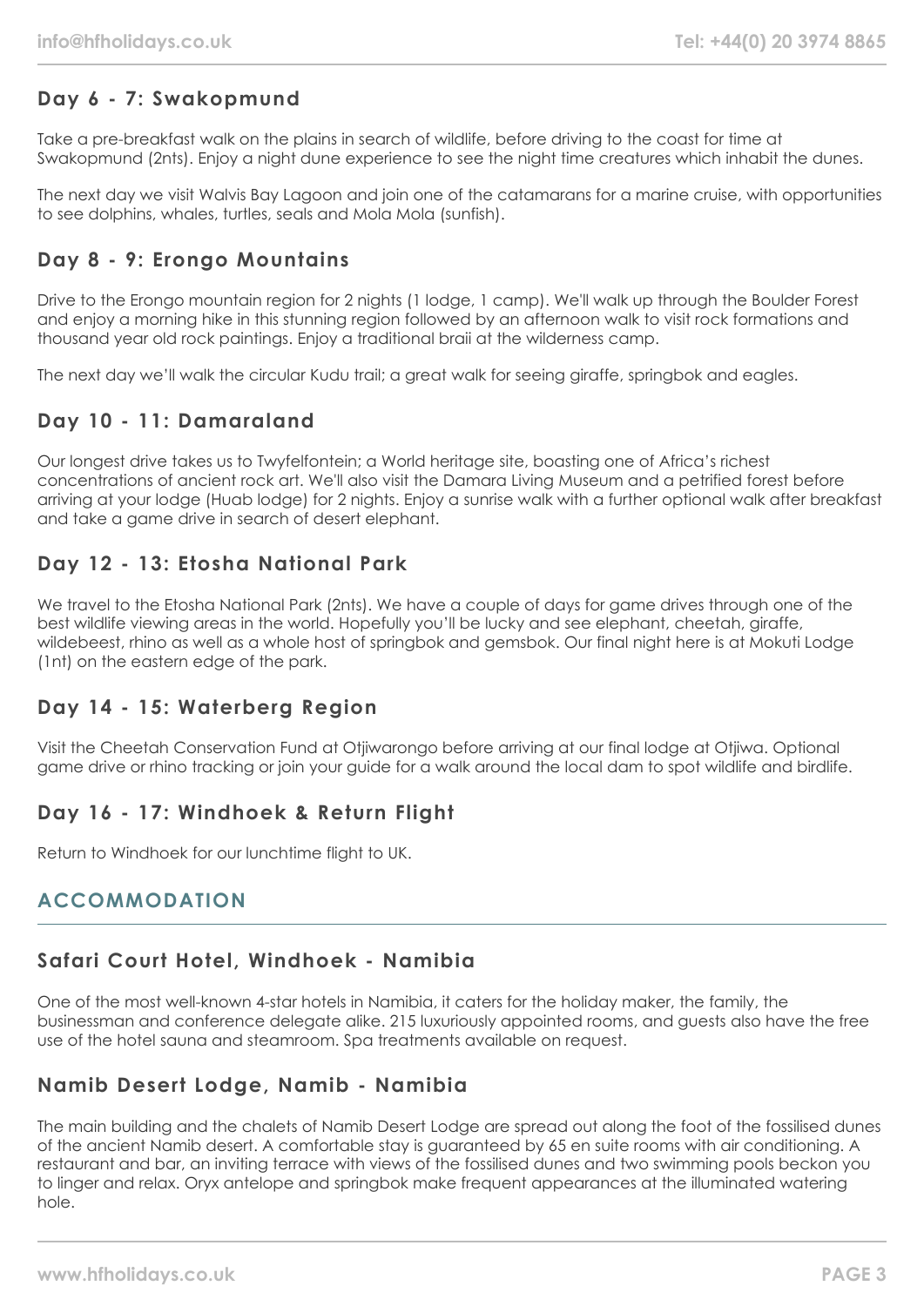## Day 6 - 7: Swakopmund

Take a pre-breakfast walk on the plains in search of wildlife, before driving to the coast for time at Swakopmund (2nts). Enjoy a night dune experience to see the night time creatures which inhabit the dunes.

The next day we visit Walvis Bay Lagoon and join one of the catamarans for a marine cruise, with opportunities to see dolphins, whales, turtles, seals and Mola Mola (sunfish).

## Day 8 - 9: Erongo Mountains

Drive to the Erongo mountain region for 2 nights (1 lodge, 1 camp). We'll walk up through the Boulder Forest and enjoy a morning hike in this stunning region followed by an afternoon walk to visit rock formations and thousand year old rock paintings. Enjoy a traditional braii at the wilderness camp.

The next day we'll walk the circular Kudu trail; a great walk for seeing giraffe, springbok and eagles.

## Day 10 - 11: Damaraland

Our longest drive takes us to Twyfelfontein; a World heritage site, boasting one of Africa's richest concentrations of ancient rock art. We'll also visit the Damara Living Museum and a petrified forest before arriving at your lodge (Huab lodge) for 2 nights. Enjoy a sunrise walk with a further optional walk after breakfast and take a game drive in search of desert elephant.

## Day 12 - 13: Etosha National Park

We travel to the Etosha National Park (2nts). We have a couple of days for game drives through one of the best wildlife viewing areas in the world. Hopefully you'll be lucky and see elephant, cheetah, giraffe, wildebeest, rhino as well as a whole host of springbok and gemsbok. Our final night here is at Mokuti Lodge (1nt) on the eastern edge of the park.

## Day 14 - 15: Waterberg Region

Visit the Cheetah Conservation Fund at Otjiwarongo before arriving at our final lodge at Otjiwa. Optional game drive or rhino tracking or join your guide for a walk around the local dam to spot wildlife and birdlife.

## Day 16 - 17: Windhoek & Return Flight

Return to Windhoek for our lunchtime flight to UK.

# ACCOMMODATION

## Safari Court Hotel, Windhoek - Namibia

One of the most well-known 4-star hotels in Namibia, it caters for the holiday maker, the family, the businessman and conference delegate alike. 215 luxuriously appointed rooms, and guests also have the free use of the hotel sauna and steamroom. Spa treatments available on request.

## Namib Desert Lodge, Namib - Namibia

The main building and the chalets of Namib Desert Lodge are spread out along the foot of the fossilised dunes of the ancient Namib desert. A comfortable stay is guaranteed by 65 en suite rooms with air conditioning. A restaurant and bar, an inviting terrace with views of the fossilised dunes and two swimming pools beckon you to linger and relax. Oryx antelope and springbok make frequent appearances at the illuminated watering hole.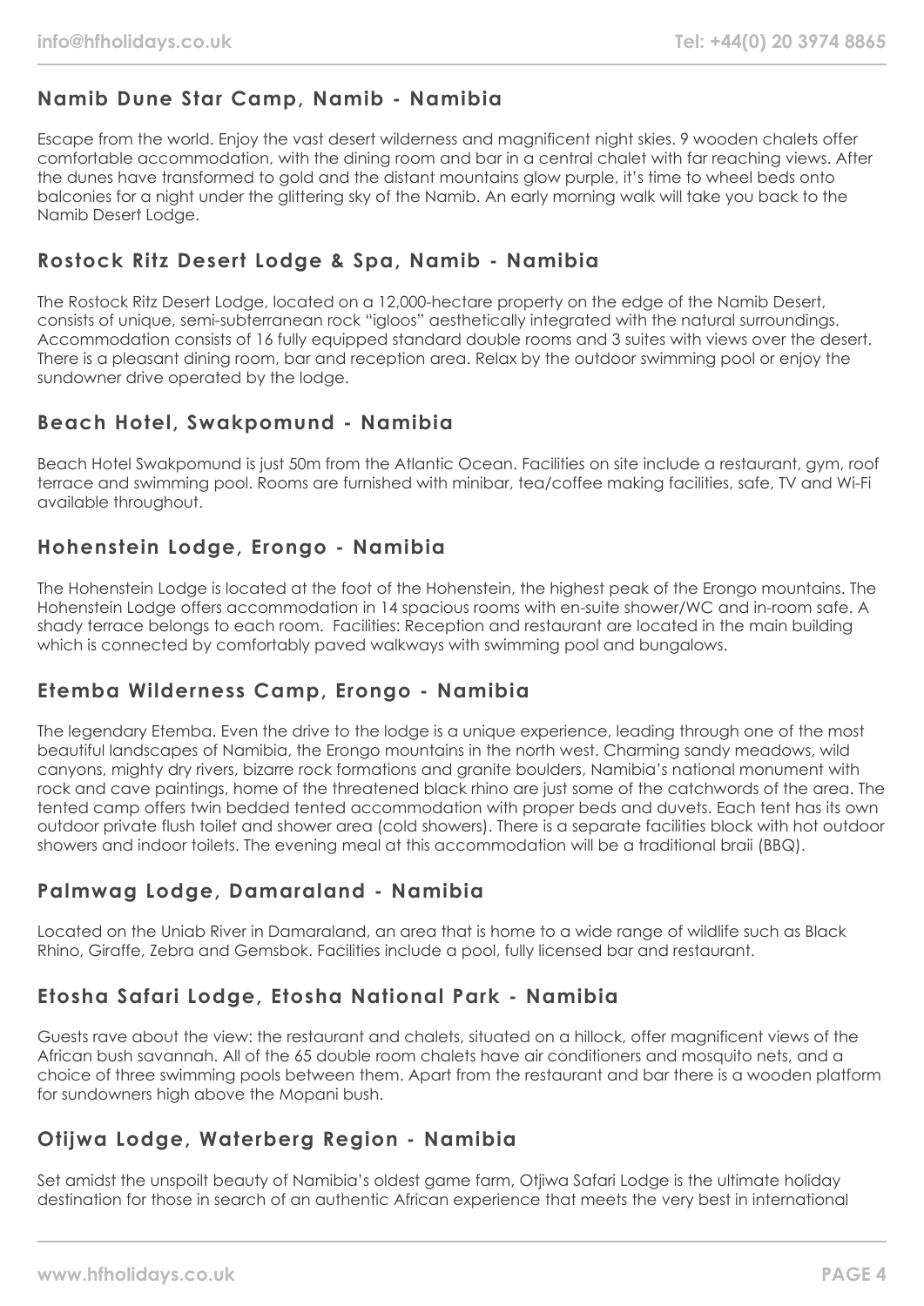## Namib Dune Star Camp, Namib - Namibia

Escape from the world. Enjoy the vast desert wilderness and magnificent night skies. 9 wooden chalets offer comfortable accommodation, with the dining room and bar in a central chalet with far reaching views. After the dunes have transformed to gold and the distant mountains glow purple, it's time to wheel beds onto balconies for a night under the glittering sky of the Namib. An early morning walk will take you back to the Namib Desert Lodge.

## Rostock Ritz Desert Lodge & Spa, Namib - Namibia

The Rostock Ritz Desert Lodge, located on a 12,000-hectare property on the edge of the Namib Desert, consists of unique, semi-subterranean rock "igloos" aesthetically integrated with the natural surroundings. Accommodation consists of 16 fully equipped standard double rooms and 3 suites with views over the desert. There is a pleasant dining room, bar and reception area. Relax by the outdoor swimming pool or enjoy the sundowner drive operated by the lodge.

## Beach Hotel, Swakpomund - Namibia

Beach Hotel Swakpomund is just 50m from the Atlantic Ocean. Facilities on site include a restaurant, gym, roof terrace and swimming pool. Rooms are furnished with minibar, tea/coffee making facilities, safe, TV and Wi-Fi available throughout.

## Hohenstein Lodge, Erongo - Namibia

The Hohenstein Lodge is located at the foot of the Hohenstein, the highest peak of the Erongo mountains. The Hohenstein Lodge offers accommodation in 14 spacious rooms with en-suite shower/WC and in-room safe. A shady terrace belongs to each room. Facilities: Reception and restaurant are located in the main building which is connected by comfortably paved walkways with swimming pool and bungalows.

## Etemba Wilderness Camp, Erongo - Namibia

The legendary Etemba. Even the drive to the lodge is a unique experience, leading through one of the most beautiful landscapes of Namibia, the Erongo mountains in the north west. Charming sandy meadows, wild canyons, mighty dry rivers, bizarre rock formations and granite boulders, Namibia's national monument with rock and cave paintings, home of the threatened black rhino are just some of the catchwords of the area. The tented camp offers twin bedded tented accommodation with proper beds and duvets. Each tent has its own outdoor private flush toilet and shower area (cold showers). There is a separate facilities block with hot outdoor showers and indoor toilets. The evening meal at this accommodation will be a traditional braii (BBQ).

## Palmwag Lodge, Damaraland - Namibia

Located on the Uniab River in Damaraland, an area that is home to a wide range of wildlife such as Black Rhino, Giraffe, Zebra and Gemsbok. Facilities include a pool, fully licensed bar and restaurant.

## Etosha Safari Lodge, Etosha National Park - Namibia

Guests rave about the view: the restaurant and chalets, situated on a hillock, offer magnificent views of the African bush savannah. All of the 65 double room chalets have air conditioners and mosquito nets, and a choice of three swimming pools between them. Apart from the restaurant and bar there is a wooden platform for sundowners high above the Mopani bush.

## Otijwa Lodge, Waterberg Region - Namibia

Set amidst the unspoilt beauty of Namibia's oldest game farm, Otjiwa Safari Lodge is the ultimate holiday destination for those in search of an authentic African experience that meets the very best in international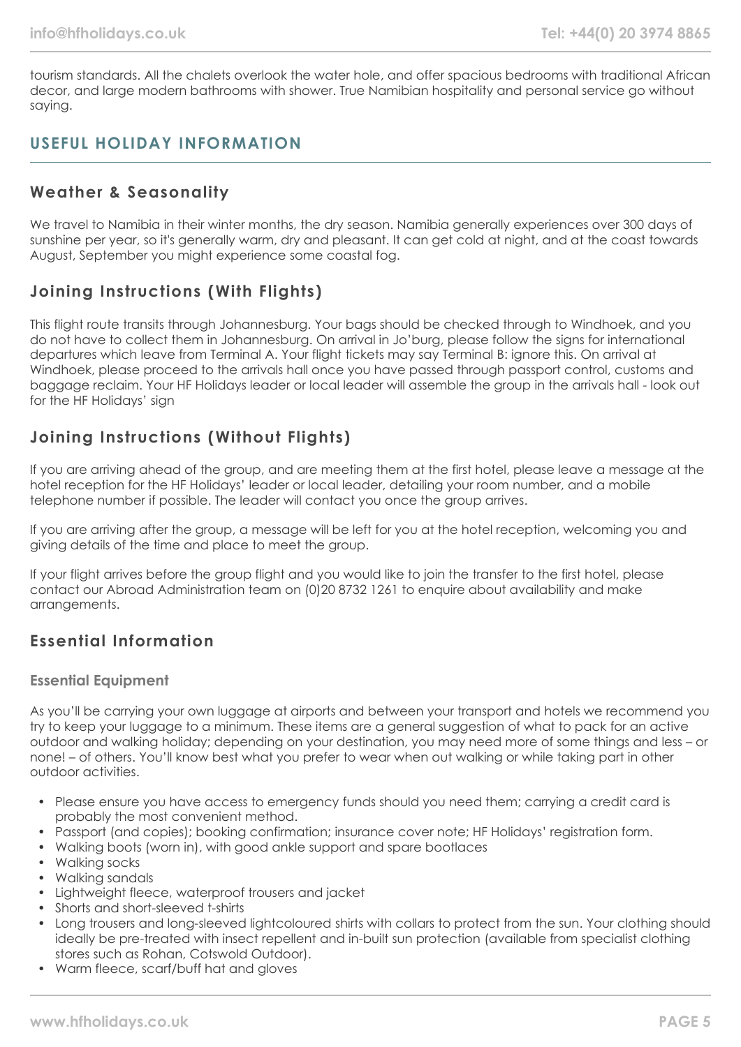tourism standards. All the chalets overlook the water hole, and offer spacious bedrooms with traditional African decor, and large modern bathrooms with shower. True Namibian hospitality and personal service go without saying.

## USEFUL HOLIDAY INFORMATION

### Weather & Seasonality

We travel to Namibia in their winter months, the dry season. Namibia generally experiences over 300 days of sunshine per year, so it's generally warm, dry and pleasant. It can get cold at night, and at the coast towards August, September you might experience some coastal fog.

### Joining Instructions (With Flights)

This flight route transits through Johannesburg. Your bags should be checked through to Windhoek, and you do not have to collect them in Johannesburg. On arrival in Jo'burg, please follow the signs for international departures which leave from Terminal A. Your flight tickets may say Terminal B: ignore this. On arrival at Windhoek, please proceed to the arrivals hall once you have passed through passport control, customs and baggage reclaim. Your HF Holidays leader or local leader will assemble the group in the arrivals hall - look out for the HF Holidays' sign

### Joining Instructions (Without Flights)

If you are arriving ahead of the group, and are meeting them at the first hotel, please leave a message at the hotel reception for the HF Holidays' leader or local leader, detailing your room number, and a mobile telephone number if possible. The leader will contact you once the group arrives.

If you are arriving after the group, a message will be left for you at the hotel reception, welcoming you and giving details of the time and place to meet the group.

If your flight arrives before the group flight and you would like to join the transfer to the first hotel, please contact our Abroad Administration team on (0)20 8732 1261 to enquire about availability and make arrangements.

### Essential Information

#### Essential Equipment

As you'll be carrying your own luggage at airports and between your transport and hotels we recommend you try to keep your luggage to a minimum. These items are a general suggestion of what to pack for an active outdoor and walking holiday; depending on your destination, you may need more of some things and less – or none! – of others. You'll know best what you prefer to wear when out walking or while taking part in other outdoor activities.

- Please ensure you have access to emergency funds should you need them; carrying a credit card is probably the most convenient method.
- Passport (and copies); booking confirmation; insurance cover note; HF Holidays' registration form.
- Walking boots (worn in), with good ankle support and spare bootlaces
- Walking socks
- Walking sandals
- Lightweight fleece, waterproof trousers and jacket
- Shorts and short-sleeved t-shirts
- Long trousers and long-sleeved lightcoloured shirts with collars to protect from the sun. Your clothing should ideally be pre-treated with insect repellent and in-built sun protection (available from specialist clothing stores such as Rohan, Cotswold Outdoor).
- Warm fleece, scarf/buff hat and gloves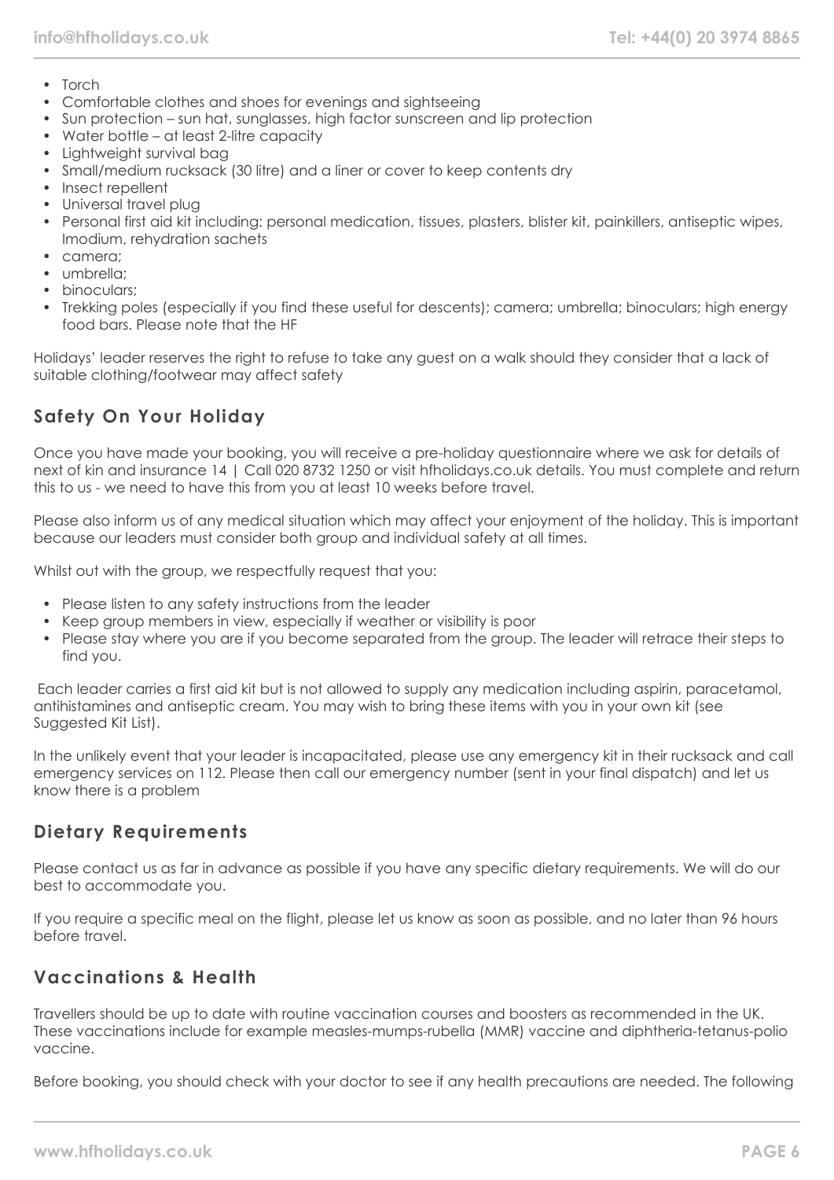- Torch
- Comfortable clothes and shoes for evenings and sightseeing
- Sun protection – sun hat, sunglasses, high factor sunscreen and lip protection
- Water bottle – at least 2-litre capacity
- Lightweight survival bag
- Small/medium rucksack (30 litre) and a liner or cover to keep contents dry
- Insect repellent
- Universal travel plug
- Personal first aid kit including: personal medication, tissues, plasters, blister kit, painkillers, antiseptic wipes, Imodium, rehydration sachets
- camera;
- umbrella;
- binoculars;
- Trekking poles (especially if you find these useful for descents); camera; umbrella; binoculars; high energy food bars. Please note that the HF

Holidays' leader reserves the right to refuse to take any guest on a walk should they consider that a lack of suitable clothing/footwear may affect safety

## Safety On Your Holiday

Once you have made your booking, you will receive a pre-holiday questionnaire where we ask for details of next of kin and insurance 14 | Call 020 8732 1250 or visit hfholidays.co.uk details. You must complete and return this to us - we need to have this from you at least 10 weeks before travel.

Please also inform us of any medical situation which may affect your enjoyment of the holiday. This is important because our leaders must consider both group and individual safety at all times.

Whilst out with the group, we respectfully request that you:

- Please listen to any safety instructions from the leader
- Keep group members in view, especially if weather or visibility is poor
- Please stay where you are if you become separated from the group. The leader will retrace their steps to find you.

Each leader carries a first aid kit but is not allowed to supply any medication including aspirin, paracetamol, antihistamines and antiseptic cream. You may wish to bring these items with you in your own kit (see Suggested Kit List).

In the unlikely event that your leader is incapacitated, please use any emergency kit in their rucksack and call emergency services on 112. Please then call our emergency number (sent in your final dispatch) and let us know there is a problem

## Dietary Requirements

Please contact us as far in advance as possible if you have any specific dietary requirements. We will do our best to accommodate you.

If you require a specific meal on the flight, please let us know as soon as possible, and no later than 96 hours before travel.

## Vaccinations & Health

Travellers should be up to date with routine vaccination courses and boosters as recommended in the UK. These vaccinations include for example measles-mumps-rubella (MMR) vaccine and diphtheria-tetanus-polio vaccine.

Before booking, you should check with your doctor to see if any health precautions are needed. The following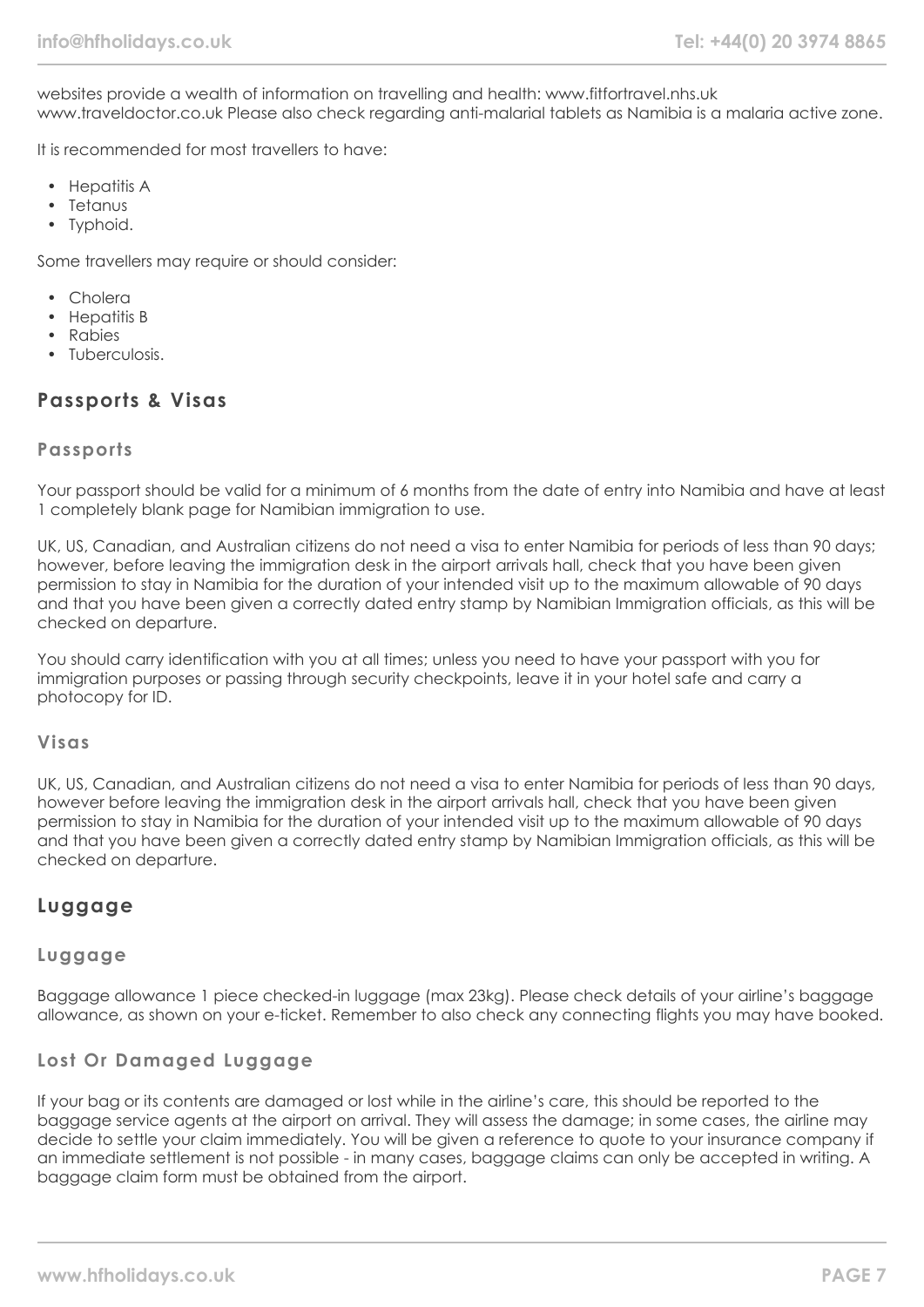websites provide a wealth of information on travelling and health: www.fitfortravel.nhs.uk www.traveldoctor.co.uk Please also check regarding anti-malarial tablets as Namibia is a malaria active zone.

It is recommended for most travellers to have:

- Hepatitis A
- Tetanus
- Typhoid.

Some travellers may require or should consider:

- Cholera
- Hepatitis B
- Rabies
- Tuberculosis.

## Passports & Visas

### Passports

Your passport should be valid for a minimum of 6 months from the date of entry into Namibia and have at least 1 completely blank page for Namibian immigration to use.

UK, US, Canadian, and Australian citizens do not need a visa to enter Namibia for periods of less than 90 days; however, before leaving the immigration desk in the airport arrivals hall, check that you have been given permission to stay in Namibia for the duration of your intended visit up to the maximum allowable of 90 days and that you have been given a correctly dated entry stamp by Namibian Immigration officials, as this will be checked on departure.

You should carry identification with you at all times; unless you need to have your passport with you for immigration purposes or passing through security checkpoints, leave it in your hotel safe and carry a photocopy for ID.

### Visas

UK, US, Canadian, and Australian citizens do not need a visa to enter Namibia for periods of less than 90 days, however before leaving the immigration desk in the airport arrivals hall, check that you have been given permission to stay in Namibia for the duration of your intended visit up to the maximum allowable of 90 days and that you have been given a correctly dated entry stamp by Namibian Immigration officials, as this will be checked on departure.

## Luggage

### Luggage

Baggage allowance 1 piece checked-in luggage (max 23kg). Please check details of your airline's baggage allowance, as shown on your e-ticket. Remember to also check any connecting flights you may have booked.

### Lost Or Damaged Luggage

If your bag or its contents are damaged or lost while in the airline's care, this should be reported to the baggage service agents at the airport on arrival. They will assess the damage; in some cases, the airline may decide to settle your claim immediately. You will be given a reference to quote to your insurance company if an immediate settlement is not possible - in many cases, baggage claims can only be accepted in writing. A baggage claim form must be obtained from the airport.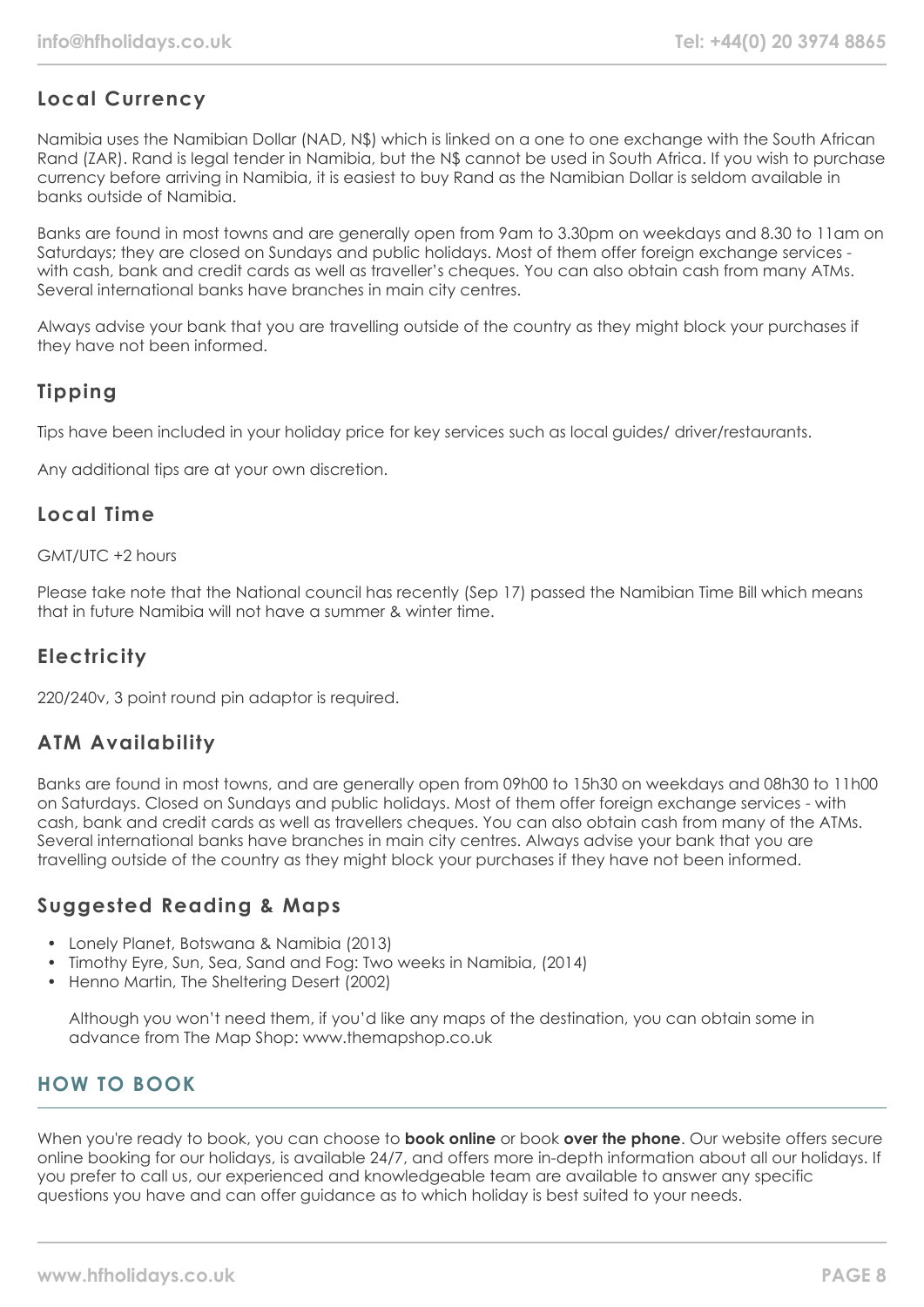## Local Currency

Namibia uses the Namibian Dollar (NAD, N$) which is linked on a one to one exchange with the South African Rand (ZAR). Rand is legal tender in Namibia, but the N$ cannot be used in South Africa. If you wish to purchase currency before arriving in Namibia, it is easiest to buy Rand as the Namibian Dollar is seldom available in banks outside of Namibia.

Banks are found in most towns and are generally open from 9am to 3.30pm on weekdays and 8.30 to 11am on Saturdays; they are closed on Sundays and public holidays. Most of them offer foreign exchange services - with cash, bank and credit cards as well as traveller's cheques. You can also obtain cash from many ATMs. Several international banks have branches in main city centres.

Always advise your bank that you are travelling outside of the country as they might block your purchases if they have not been informed.

## Tipping

Tips have been included in your holiday price for key services such as local guides/ driver/restaurants.

Any additional tips are at your own discretion.

## Local Time

GMT/UTC +2 hours

Please take note that the National council has recently (Sep 17) passed the Namibian Time Bill which means that in future Namibia will not have a summer & winter time.

## Electricity

220/240v, 3 point round pin adaptor is required.

## ATM Availability

Banks are found in most towns, and are generally open from 09h00 to 15h30 on weekdays and 08h30 to 11h00 on Saturdays. Closed on Sundays and public holidays. Most of them offer foreign exchange services - with cash, bank and credit cards as well as travellers cheques. You can also obtain cash from many of the ATMs. Several international banks have branches in main city centres. Always advise your bank that you are travelling outside of the country as they might block your purchases if they have not been informed.

## Suggested Reading & Maps

- Lonely Planet, Botswana & Namibia (2013)
- Timothy Eyre, Sun, Sea, Sand and Fog: Two weeks in Namibia, (2014)
- Henno Martin, The Sheltering Desert (2002)

  Although you won't need them, if you'd like any maps of the destination, you can obtain some in advance from The Map Shop: www.themapshop.co.uk

# HOW TO BOOK

When you're ready to book, you can choose to **book online** or book **over the phone**. Our website offers secure online booking for our holidays, is available 24/7, and offers more in-depth information about all our holidays. If you prefer to call us, our experienced and knowledgeable team are available to answer any specific questions you have and can offer guidance as to which holiday is best suited to your needs.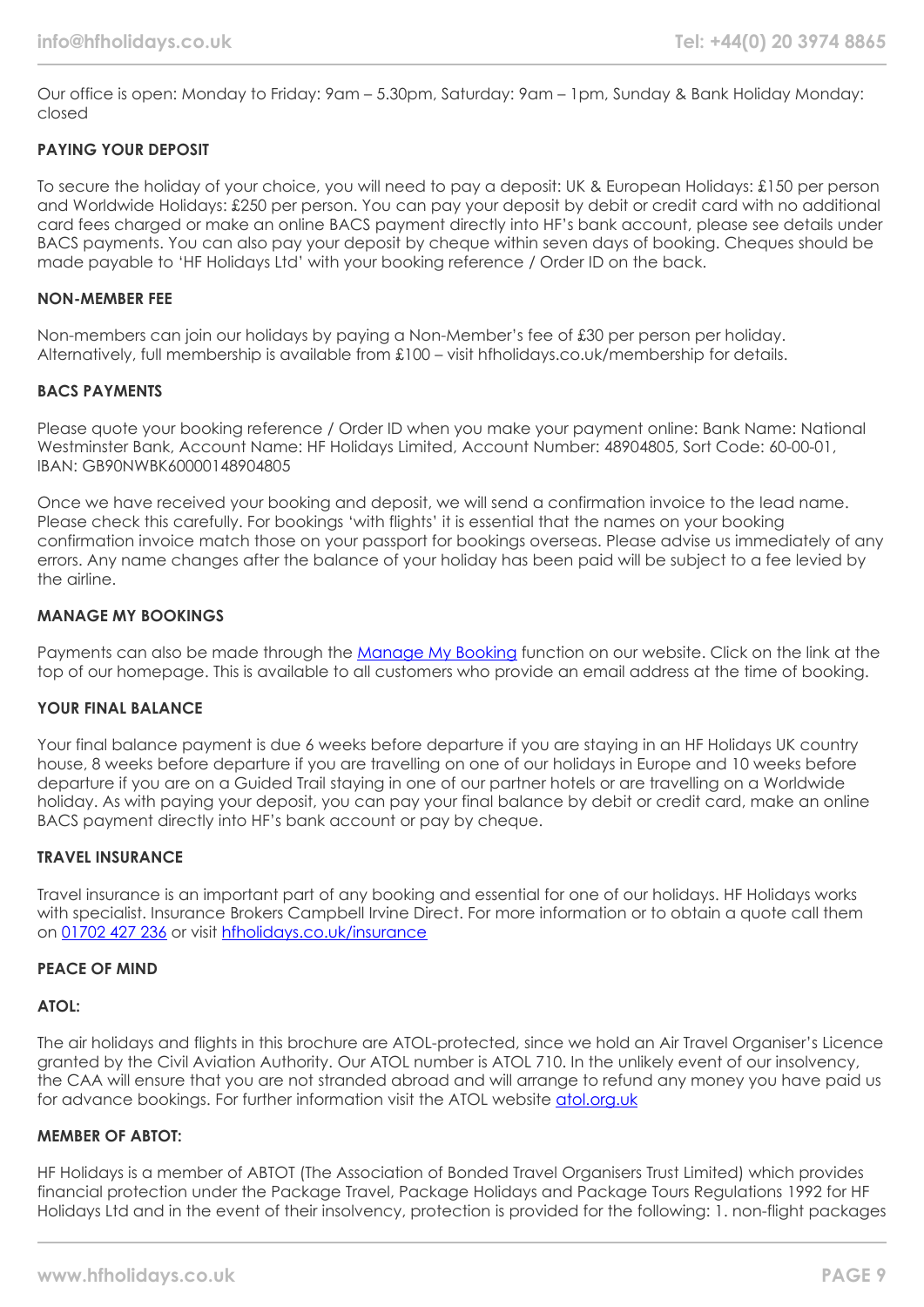Our office is open: Monday to Friday: 9am – 5.30pm, Saturday: 9am – 1pm, Sunday & Bank Holiday Monday: closed

**PAYING YOUR DEPOSIT**

To secure the holiday of your choice, you will need to pay a deposit: UK & European Holidays: £150 per person and Worldwide Holidays: £250 per person. You can pay your deposit by debit or credit card with no additional card fees charged or make an online BACS payment directly into HF's bank account, please see details under BACS payments. You can also pay your deposit by cheque within seven days of booking. Cheques should be made payable to 'HF Holidays Ltd' with your booking reference / Order ID on the back.

**NON-MEMBER FEE**

Non-members can join our holidays by paying a Non-Member's fee of £30 per person per holiday. Alternatively, full membership is available from £100 – visit hfholidays.co.uk/membership for details.

**BACS PAYMENTS**

Please quote your booking reference / Order ID when you make your payment online: Bank Name: National Westminster Bank, Account Name: HF Holidays Limited, Account Number: 48904805, Sort Code: 60-00-01, IBAN: GB90NWBK60000148904805

Once we have received your booking and deposit, we will send a confirmation invoice to the lead name. Please check this carefully. For bookings 'with flights' it is essential that the names on your booking confirmation invoice match those on your passport for bookings overseas. Please advise us immediately of any errors. Any name changes after the balance of your holiday has been paid will be subject to a fee levied by the airline.

**MANAGE MY BOOKINGS**

Payments can also be made through the [Manage My Booking](#) function on our website. Click on the link at the top of our homepage. This is available to all customers who provide an email address at the time of booking.

**YOUR FINAL BALANCE**

Your final balance payment is due 6 weeks before departure if you are staying in an HF Holidays UK country house, 8 weeks before departure if you are travelling on one of our holidays in Europe and 10 weeks before departure if you are on a Guided Trail staying in one of our partner hotels or are travelling on a Worldwide holiday. As with paying your deposit, you can pay your final balance by debit or credit card, make an online BACS payment directly into HF's bank account or pay by cheque.

**TRAVEL INSURANCE**

Travel insurance is an important part of any booking and essential for one of our holidays. HF Holidays works with specialist. Insurance Brokers Campbell Irvine Direct. For more information or to obtain a quote call them on [01702 427 236](#) or visit [hfholidays.co.uk/insurance](#)

**PEACE OF MIND**

**ATOL:**

The air holidays and flights in this brochure are ATOL-protected, since we hold an Air Travel Organiser's Licence granted by the Civil Aviation Authority. Our ATOL number is ATOL 710. In the unlikely event of our insolvency, the CAA will ensure that you are not stranded abroad and will arrange to refund any money you have paid us for advance bookings. For further information visit the ATOL website [atol.org.uk](#)

**MEMBER OF ABTOT:**

HF Holidays is a member of ABTOT (The Association of Bonded Travel Organisers Trust Limited) which provides financial protection under the Package Travel, Package Holidays and Package Tours Regulations 1992 for HF Holidays Ltd and in the event of their insolvency, protection is provided for the following: 1. non-flight packages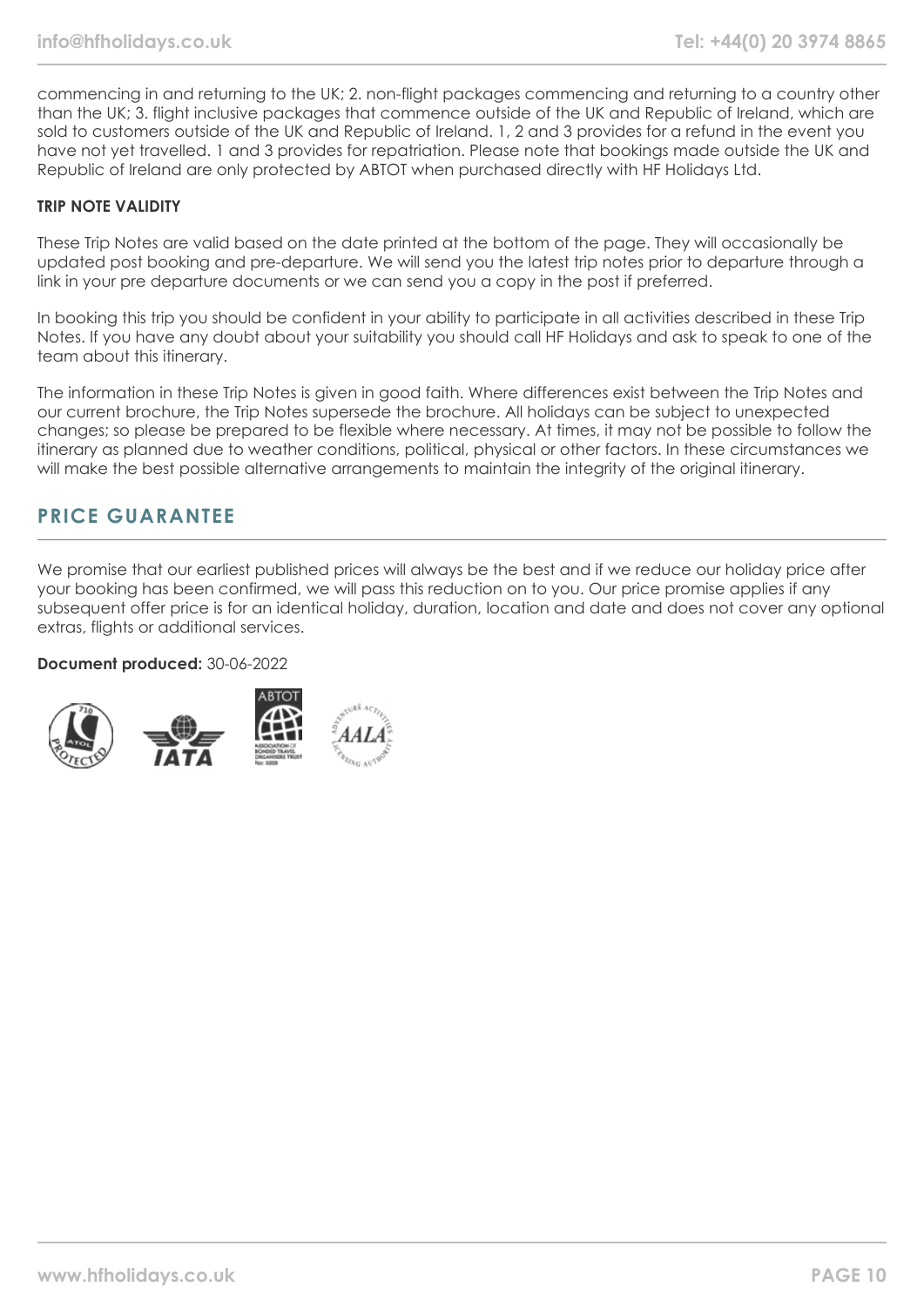commencing in and returning to the UK; 2. non-flight packages commencing and returning to a country other than the UK; 3. flight inclusive packages that commence outside of the UK and Republic of Ireland, which are sold to customers outside of the UK and Republic of Ireland. 1, 2 and 3 provides for a refund in the event you have not yet travelled. 1 and 3 provides for repatriation. Please note that bookings made outside the UK and Republic of Ireland are only protected by ABTOT when purchased directly with HF Holidays Ltd.

**TRIP NOTE VALIDITY**

These Trip Notes are valid based on the date printed at the bottom of the page. They will occasionally be updated post booking and pre-departure. We will send you the latest trip notes prior to departure through a link in your pre departure documents or we can send you a copy in the post if preferred.

In booking this trip you should be confident in your ability to participate in all activities described in these Trip Notes. If you have any doubt about your suitability you should call HF Holidays and ask to speak to one of the team about this itinerary.

The information in these Trip Notes is given in good faith. Where differences exist between the Trip Notes and our current brochure, the Trip Notes supersede the brochure. All holidays can be subject to unexpected changes; so please be prepared to be flexible where necessary. At times, it may not be possible to follow the itinerary as planned due to weather conditions, political, physical or other factors. In these circumstances we will make the best possible alternative arrangements to maintain the integrity of the original itinerary.

## PRICE GUARANTEE

We promise that our earliest published prices will always be the best and if we reduce our holiday price after your booking has been confirmed, we will pass this reduction on to you. Our price promise applies if any subsequent offer price is for an identical holiday, duration, location and date and does not cover any optional extras, flights or additional services.

**Document produced:** 30-06-2022